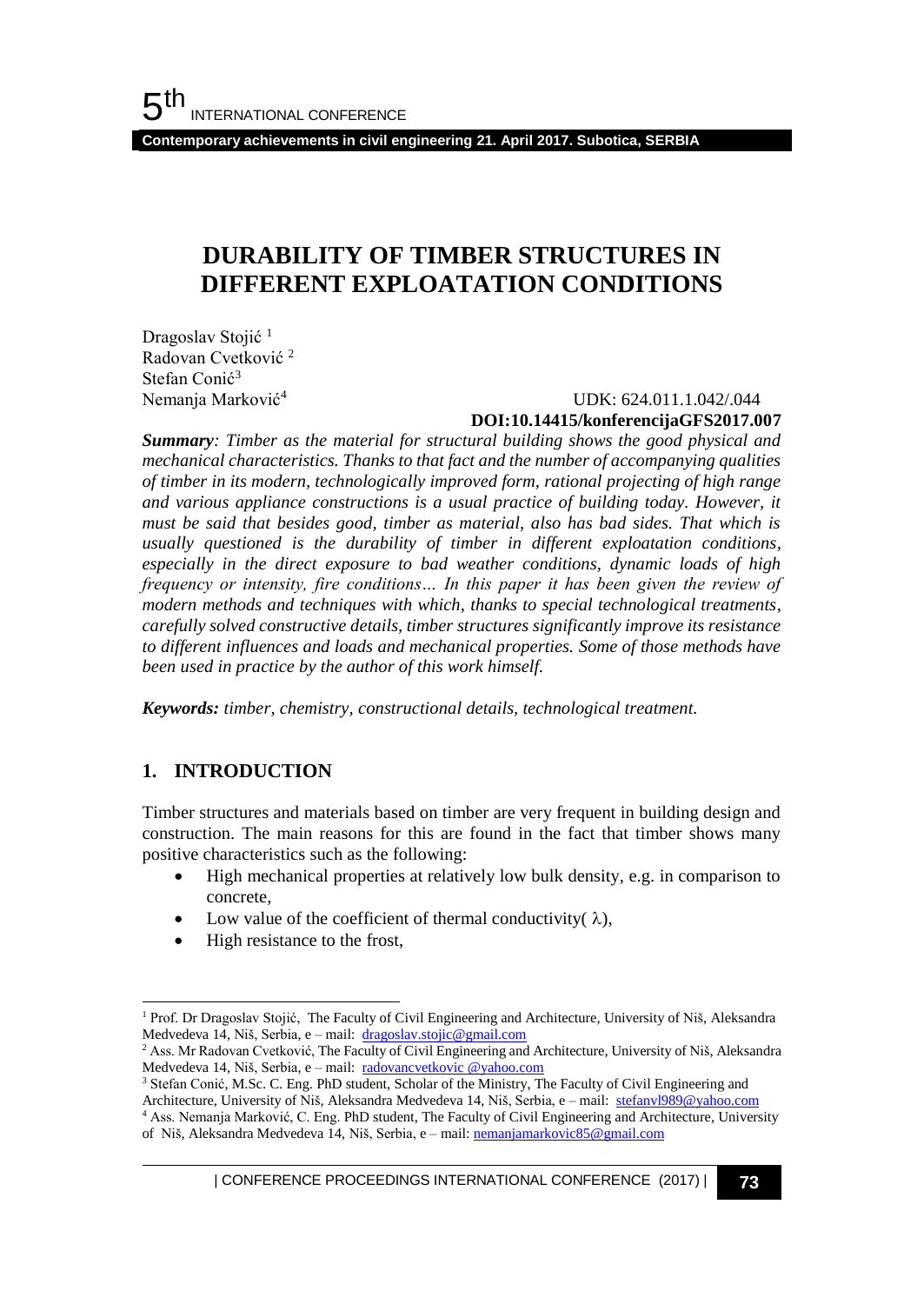# DURABILITY OF TIMBER STRUCTURES IN DIFFERENT EXPLOATATION CONDITIONS

Dragoslav Stojić [1]
Radovan Cvetković [2]
Stefan Conić[3]
Nemanja Marković[4]

UDK: 624.011.1.042/.044
**DOI:10.14415/konferencijaGFS2017.007**

***Summary**: Timber as the material for structural building shows the good physical and mechanical characteristics. Thanks to that fact and the number of accompanying qualities of timber in its modern, technologically improved form, rational projecting of high range and various appliance constructions is a usual practice of building today. However, it must be said that besides good, timber as material, also has bad sides. That which is usually questioned is the durability of timber in different exploatation conditions, especially in the direct exposure to bad weather conditions, dynamic loads of high frequency or intensity, fire conditions… In this paper it has been given the review of modern methods and techniques with which, thanks to special technological treatments, carefully solved constructive details, timber structures significantly improve its resistance to different influences and loads and mechanical properties. Some of those methods have been used in practice by the author of this work himself.*

***Keywords:** timber, chemistry, constructional details, technological treatment.*

## 1. INTRODUCTION

Timber structures and materials based on timber are very frequent in building design and construction. The main reasons for this are found in the fact that timber shows many positive characteristics such as the following:

- High mechanical properties at relatively low bulk density, e.g. in comparison to concrete,
- Low value of the coefficient of thermal conductivity( λ),
- High resistance to the frost,

---

[1] Prof. Dr Dragoslav Stojić, The Faculty of Civil Engineering and Architecture, University of Niš, Aleksandra Medvedeva 14, Niš, Serbia, e – mail: dragoslav.stojic@gmail.com

[2] Ass. Mr Radovan Cvetković, The Faculty of Civil Engineering and Architecture, University of Niš, Aleksandra Medvedeva 14, Niš, Serbia, e – mail: radovancvetkovic @yahoo.com

[3] Stefan Conić, M.Sc. C. Eng. PhD student, Scholar of the Ministry, The Faculty of Civil Engineering and Architecture, University of Niš, Aleksandra Medvedeva 14, Niš, Serbia, e – mail: stefanvl989@yahoo.com

[4] Ass. Nemanja Marković, C. Eng. PhD student, The Faculty of Civil Engineering and Architecture, University of Niš, Aleksandra Medvedeva 14, Niš, Serbia, e – mail: nemanjamarkovic85@gmail.com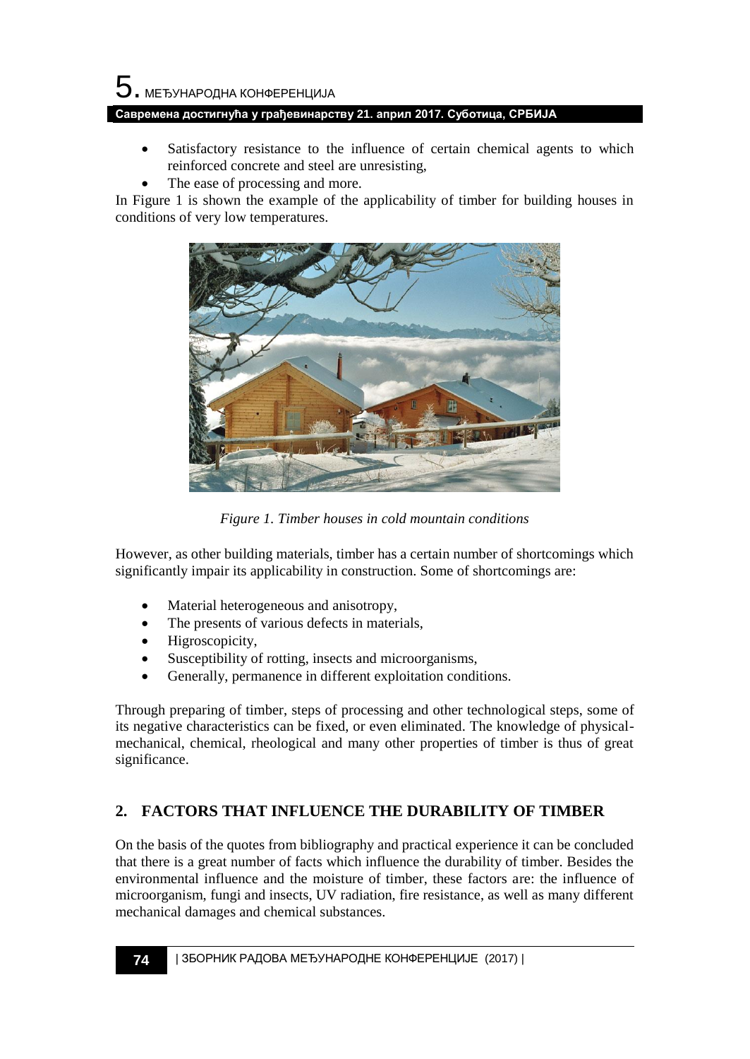- Satisfactory resistance to the influence of certain chemical agents to which reinforced concrete and steel are unresisting,
- The ease of processing and more.

In Figure 1 is shown the example of the applicability of timber for building houses in conditions of very low temperatures.

*Figure 1. Timber houses in cold mountain conditions*

However, as other building materials, timber has a certain number of shortcomings which significantly impair its applicability in construction. Some of shortcomings are:

- Material heterogeneous and anisotropy,
- The presents of various defects in materials,
- Higroscopicity,
- Susceptibility of rotting, insects and microorganisms,
- Generally, permanence in different exploitation conditions.

Through preparing of timber, steps of processing and other technological steps, some of its negative characteristics can be fixed, or even eliminated. The knowledge of physical-mechanical, chemical, rheological and many other properties of timber is thus of great significance.

## 2. FACTORS THAT INFLUENCE THE DURABILITY OF TIMBER

On the basis of the quotes from bibliography and practical experience it can be concluded that there is a great number of facts which influence the durability of timber. Besides the environmental influence and the moisture of timber, these factors are: the influence of microorganism, fungi and insects, UV radiation, fire resistance, as well as many different mechanical damages and chemical substances.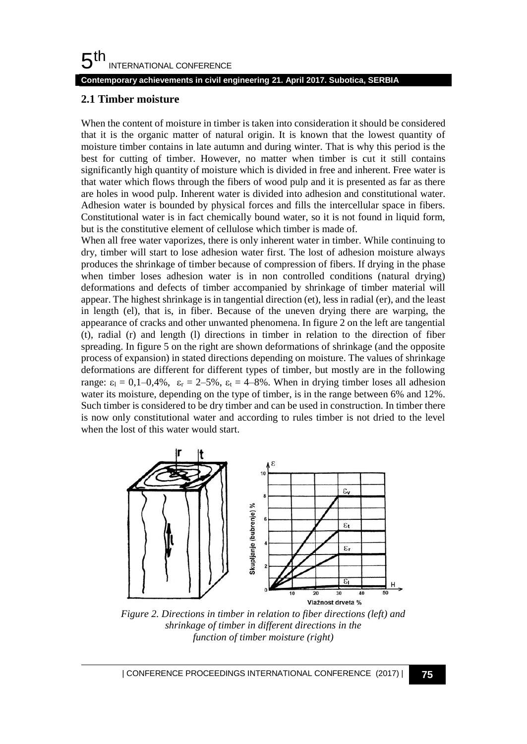## 2.1 Timber moisture

When the content of moisture in timber is taken into consideration it should be considered that it is the organic matter of natural origin. It is known that the lowest quantity of moisture timber contains in late autumn and during winter. That is why this period is the best for cutting of timber. However, no matter when timber is cut it still contains significantly high quantity of moisture which is divided in free and inherent. Free water is that water which flows through the fibers of wood pulp and it is presented as far as there are holes in wood pulp. Inherent water is divided into adhesion and constitutional water. Adhesion water is bounded by physical forces and fills the intercellular space in fibers. Constitutional water is in fact chemically bound water, so it is not found in liquid form, but is the constitutive element of cellulose which timber is made of.

When all free water vaporizes, there is only inherent water in timber. While continuing to dry, timber will start to lose adhesion water first. The lost of adhesion moisture always produces the shrinkage of timber because of compression of fibers. If drying in the phase when timber loses adhesion water is in non controlled conditions (natural drying) deformations and defects of timber accompanied by shrinkage of timber material will appear. The highest shrinkage is in tangential direction (et), less in radial (er), and the least in length (el), that is, in fiber. Because of the uneven drying there are warping, the appearance of cracks and other unwanted phenomena. In figure 2 on the left are tangential (t), radial (r) and length (l) directions in timber in relation to the direction of fiber spreading. In figure 5 on the right are shown deformations of shrinkage (and the opposite process of expansion) in stated directions depending on moisture. The values of shrinkage deformations are different for different types of timber, but mostly are in the following range: $\varepsilon_l$ = 0,1–0,4%, $\varepsilon_r$ = 2–5%, $\varepsilon_t$ = 4–8%. When in drying timber loses all adhesion water its moisture, depending on the type of timber, is in the range between 6% and 12%. Such timber is considered to be dry timber and can be used in construction. In timber there is now only constitutional water and according to rules timber is not dried to the level when the lost of this water would start.

*Figure 2. Directions in timber in relation to fiber directions (left) and shrinkage of timber in different directions in the function of timber moisture (right)*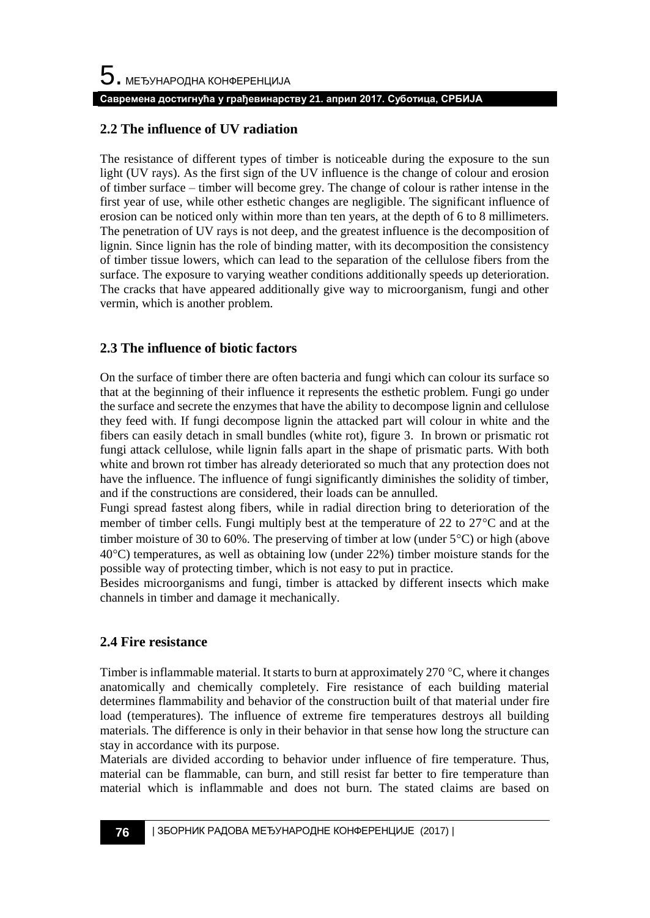## 2.2 The influence of UV radiation

The resistance of different types of timber is noticeable during the exposure to the sun light (UV rays). As the first sign of the UV influence is the change of colour and erosion of timber surface – timber will become grey. The change of colour is rather intense in the first year of use, while other esthetic changes are negligible. The significant influence of erosion can be noticed only within more than ten years, at the depth of 6 to 8 millimeters. The penetration of UV rays is not deep, and the greatest influence is the decomposition of lignin. Since lignin has the role of binding matter, with its decomposition the consistency of timber tissue lowers, which can lead to the separation of the cellulose fibers from the surface. The exposure to varying weather conditions additionally speeds up deterioration. The cracks that have appeared additionally give way to microorganism, fungi and other vermin, which is another problem.

## 2.3 The influence of biotic factors

On the surface of timber there are often bacteria and fungi which can colour its surface so that at the beginning of their influence it represents the esthetic problem. Fungi go under the surface and secrete the enzymes that have the ability to decompose lignin and cellulose they feed with. If fungi decompose lignin the attacked part will colour in white and the fibers can easily detach in small bundles (white rot), figure 3. In brown or prismatic rot fungi attack cellulose, while lignin falls apart in the shape of prismatic parts. With both white and brown rot timber has already deteriorated so much that any protection does not have the influence. The influence of fungi significantly diminishes the solidity of timber, and if the constructions are considered, their loads can be annulled.

Fungi spread fastest along fibers, while in radial direction bring to deterioration of the member of timber cells. Fungi multiply best at the temperature of 22 to 27°C and at the timber moisture of 30 to 60%. The preserving of timber at low (under 5°C) or high (above 40°C) temperatures, as well as obtaining low (under 22%) timber moisture stands for the possible way of protecting timber, which is not easy to put in practice.

Besides microorganisms and fungi, timber is attacked by different insects which make channels in timber and damage it mechanically.

## 2.4 Fire resistance

Timber is inflammable material. It starts to burn at approximately 270 °C, where it changes anatomically and chemically completely. Fire resistance of each building material determines flammability and behavior of the construction built of that material under fire load (temperatures). The influence of extreme fire temperatures destroys all building materials. The difference is only in their behavior in that sense how long the structure can stay in accordance with its purpose.

Materials are divided according to behavior under influence of fire temperature. Thus, material can be flammable, can burn, and still resist far better to fire temperature than material which is inflammable and does not burn. The stated claims are based on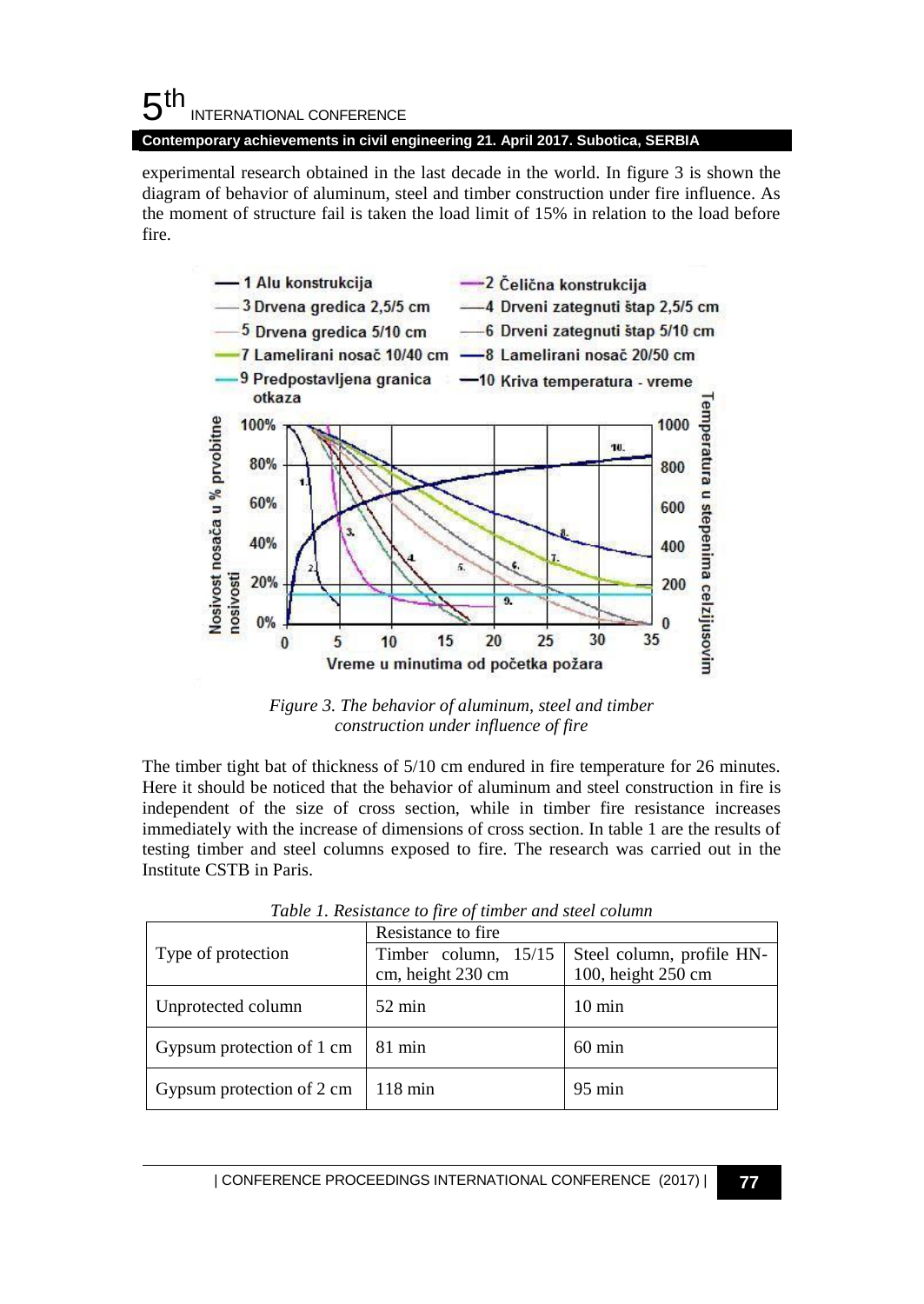experimental research obtained in the last decade in the world. In figure 3 is shown the diagram of behavior of aluminum, steel and timber construction under fire influence. As the moment of structure fail is taken the load limit of 15% in relation to the load before fire.

*Figure 3. The behavior of aluminum, steel and timber construction under influence of fire*

The timber tight bat of thickness of 5/10 cm endured in fire temperature for 26 minutes. Here it should be noticed that the behavior of aluminum and steel construction in fire is independent of the size of cross section, while in timber fire resistance increases immediately with the increase of dimensions of cross section. In table 1 are the results of testing timber and steel columns exposed to fire. The research was carried out in the Institute CSTB in Paris.

*Table 1. Resistance to fire of timber and steel column*

| Type of protection | Resistance to fire | |
|---|---|---|
| | Timber column, 15/15 cm, height 230 cm | Steel column, profile HN-100, height 250 cm |
| Unprotected column | 52 min | 10 min |
| Gypsum protection of 1 cm | 81 min | 60 min |
| Gypsum protection of 2 cm | 118 min | 95 min |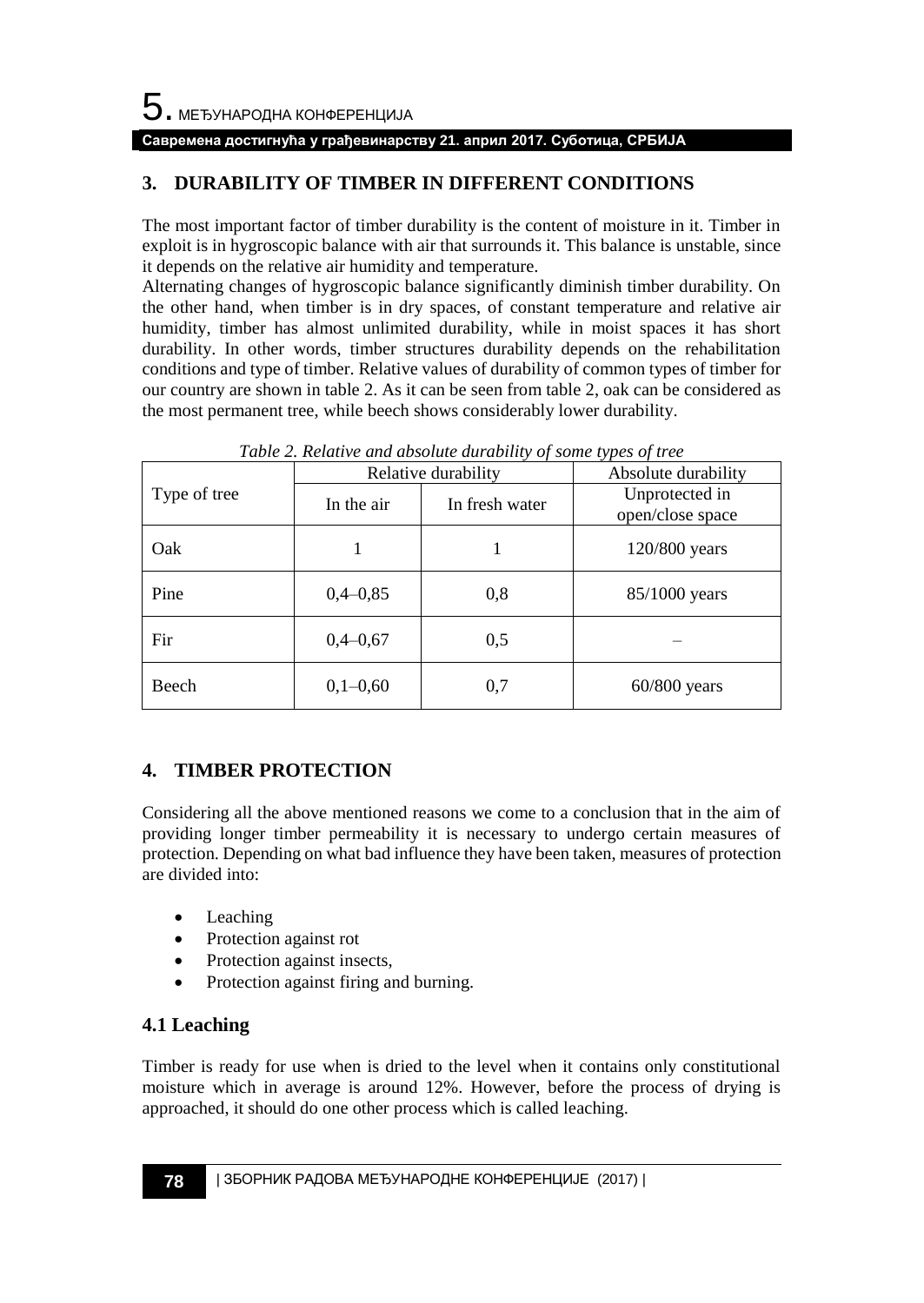## 3. DURABILITY OF TIMBER IN DIFFERENT CONDITIONS

The most important factor of timber durability is the content of moisture in it. Timber in exploit is in hygroscopic balance with air that surrounds it. This balance is unstable, since it depends on the relative air humidity and temperature.

Alternating changes of hygroscopic balance significantly diminish timber durability. On the other hand, when timber is in dry spaces, of constant temperature and relative air humidity, timber has almost unlimited durability, while in moist spaces it has short durability. In other words, timber structures durability depends on the rehabilitation conditions and type of timber. Relative values of durability of common types of timber for our country are shown in table 2. As it can be seen from table 2, oak can be considered as the most permanent tree, while beech shows considerably lower durability.

*Table 2. Relative and absolute durability of some types of tree*

| Type of tree | Relative durability | | Absolute durability |
|---|---|---|---|
| | In the air | In fresh water | Unprotected in open/close space |
| Oak | 1 | 1 | 120/800 years |
| Pine | 0,4–0,85 | 0,8 | 85/1000 years |
| Fir | 0,4–0,67 | 0,5 | – |
| Beech | 0,1–0,60 | 0,7 | 60/800 years |

## 4. TIMBER PROTECTION

Considering all the above mentioned reasons we come to a conclusion that in the aim of providing longer timber permeability it is necessary to undergo certain measures of protection. Depending on what bad influence they have been taken, measures of protection are divided into:

- Leaching
- Protection against rot
- Protection against insects,
- Protection against firing and burning.

### 4.1 Leaching

Timber is ready for use when is dried to the level when it contains only constitutional moisture which in average is around 12%. However, before the process of drying is approached, it should do one other process which is called leaching.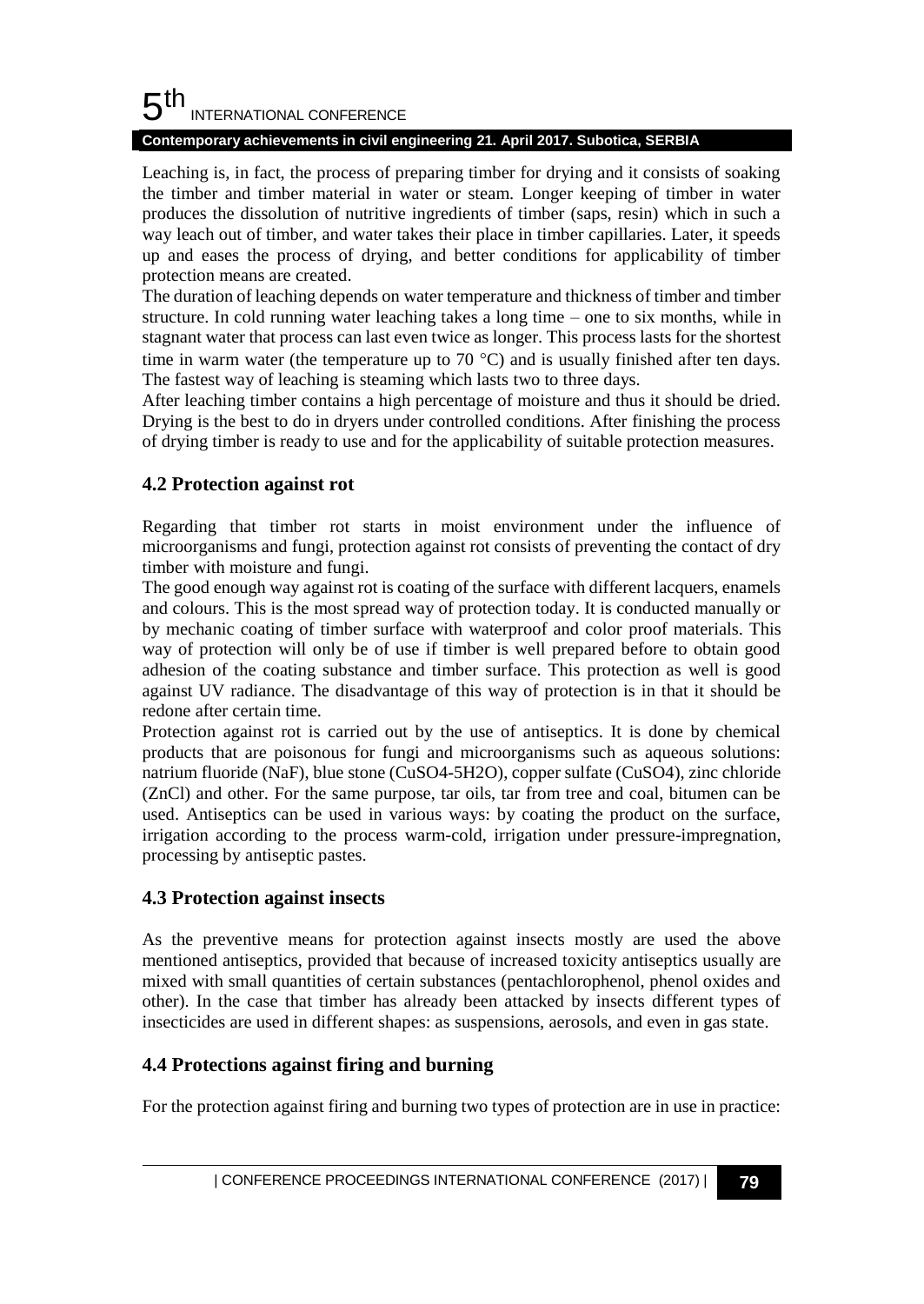Leaching is, in fact, the process of preparing timber for drying and it consists of soaking the timber and timber material in water or steam. Longer keeping of timber in water produces the dissolution of nutritive ingredients of timber (saps, resin) which in such a way leach out of timber, and water takes their place in timber capillaries. Later, it speeds up and eases the process of drying, and better conditions for applicability of timber protection means are created.

The duration of leaching depends on water temperature and thickness of timber and timber structure. In cold running water leaching takes a long time – one to six months, while in stagnant water that process can last even twice as longer. This process lasts for the shortest time in warm water (the temperature up to 70 °C) and is usually finished after ten days. The fastest way of leaching is steaming which lasts two to three days.

After leaching timber contains a high percentage of moisture and thus it should be dried. Drying is the best to do in dryers under controlled conditions. After finishing the process of drying timber is ready to use and for the applicability of suitable protection measures.

### 4.2 Protection against rot

Regarding that timber rot starts in moist environment under the influence of microorganisms and fungi, protection against rot consists of preventing the contact of dry timber with moisture and fungi.

The good enough way against rot is coating of the surface with different lacquers, enamels and colours. This is the most spread way of protection today. It is conducted manually or by mechanic coating of timber surface with waterproof and color proof materials. This way of protection will only be of use if timber is well prepared before to obtain good adhesion of the coating substance and timber surface. This protection as well is good against UV radiance. The disadvantage of this way of protection is in that it should be redone after certain time.

Protection against rot is carried out by the use of antiseptics. It is done by chemical products that are poisonous for fungi and microorganisms such as aqueous solutions: natrium fluoride ($NaF$), blue stone ($CuSO_4$-$5H_2O$), copper sulfate ($CuSO_4$), zinc chloride ($ZnCl$) and other. For the same purpose, tar oils, tar from tree and coal, bitumen can be used. Antiseptics can be used in various ways: by coating the product on the surface, irrigation according to the process warm-cold, irrigation under pressure-impregnation, processing by antiseptic pastes.

### 4.3 Protection against insects

As the preventive means for protection against insects mostly are used the above mentioned antiseptics, provided that because of increased toxicity antiseptics usually are mixed with small quantities of certain substances (pentachlorophenol, phenol oxides and other). In the case that timber has already been attacked by insects different types of insecticides are used in different shapes: as suspensions, aerosols, and even in gas state.

### 4.4 Protections against firing and burning

For the protection against firing and burning two types of protection are in use in practice: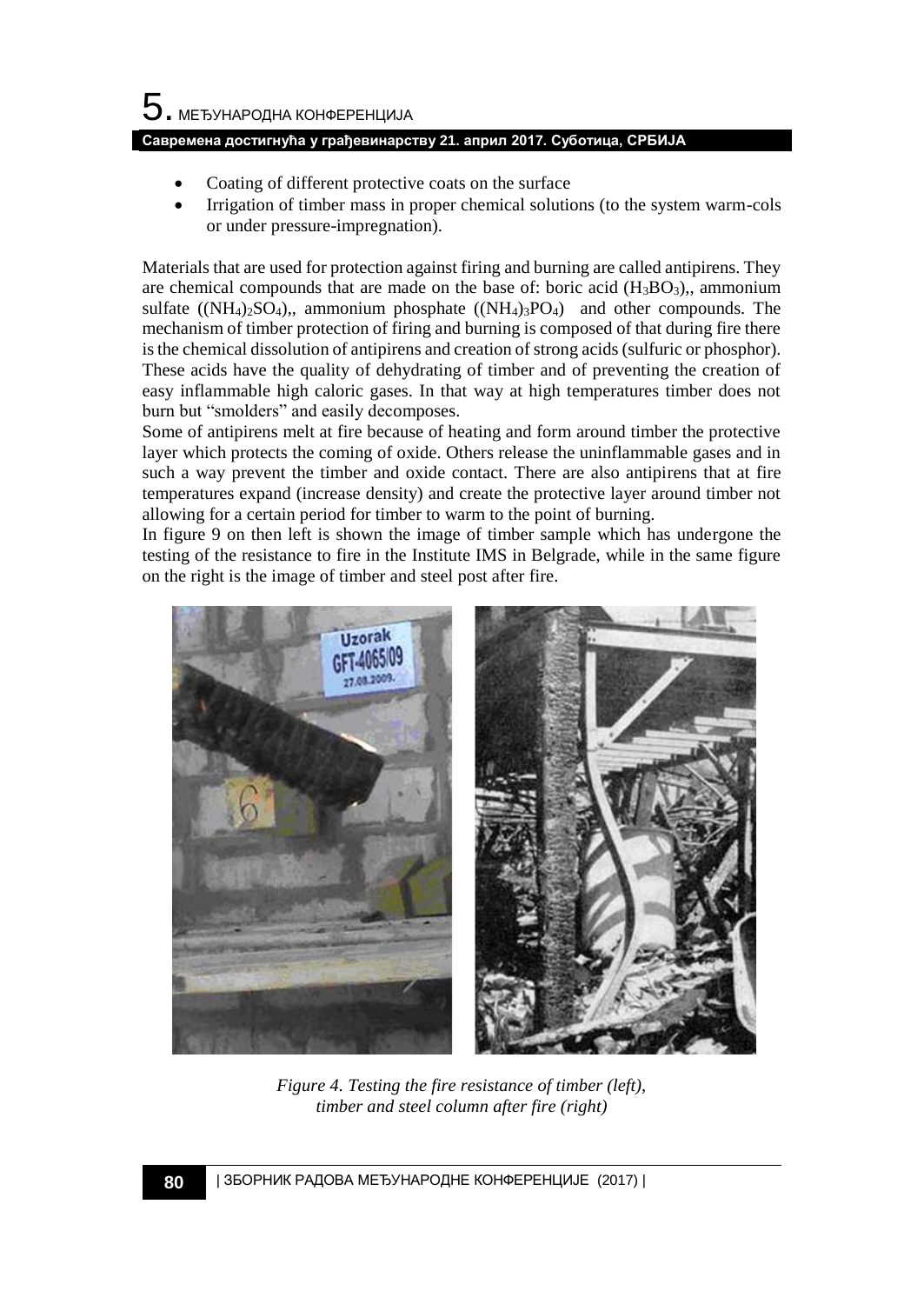- Coating of different protective coats on the surface
- Irrigation of timber mass in proper chemical solutions (to the system warm-cols or under pressure-impregnation).

Materials that are used for protection against firing and burning are called antipirens. They are chemical compounds that are made on the base of: boric acid ($H_3BO_3$),, ammonium sulfate ($(NH_4)_2SO_4$),, ammonium phosphate ($(NH_4)_3PO_4$) and other compounds. The mechanism of timber protection of firing and burning is composed of that during fire there is the chemical dissolution of antipirens and creation of strong acids (sulfuric or phosphor). These acids have the quality of dehydrating of timber and of preventing the creation of easy inflammable high caloric gases. In that way at high temperatures timber does not burn but "smolders" and easily decomposes.

Some of antipirens melt at fire because of heating and form around timber the protective layer which protects the coming of oxide. Others release the uninflammable gases and in such a way prevent the timber and oxide contact. There are also antipirens that at fire temperatures expand (increase density) and create the protective layer around timber not allowing for a certain period for timber to warm to the point of burning.

In figure 9 on then left is shown the image of timber sample which has undergone the testing of the resistance to fire in the Institute IMS in Belgrade, while in the same figure on the right is the image of timber and steel post after fire.

*Figure 4. Testing the fire resistance of timber (left), timber and steel column after fire (right)*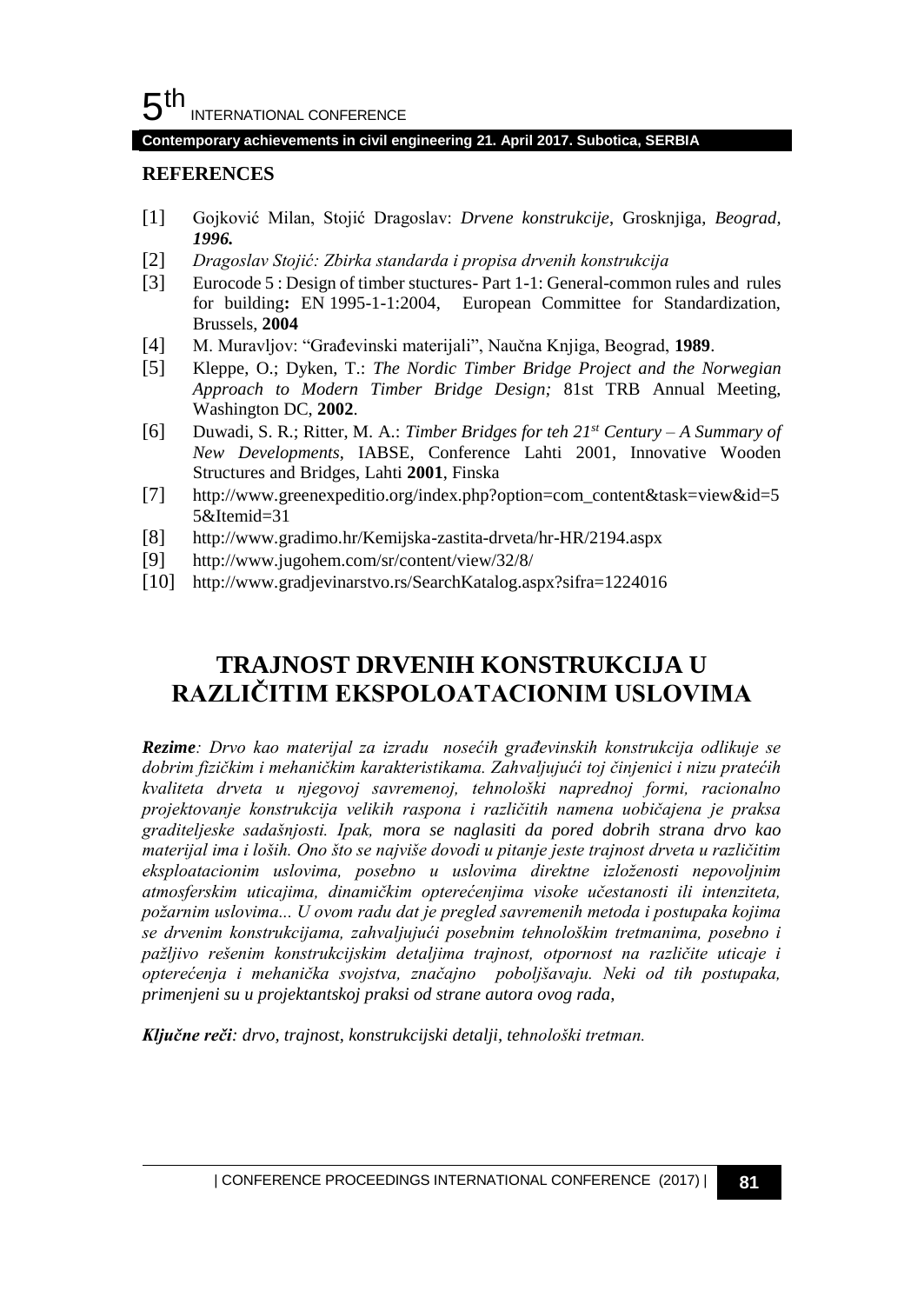## REFERENCES

[1] Gojković Milan, Stojić Dragoslav: *Drvene konstrukcije*, Grosknjiga, *Beograd, **1996.***

[2] *Dragoslav Stojić: Zbirka standarda i propisa drvenih konstrukcija*

[3] Eurocode 5 : Design of timber stuctures- Part 1-1: General-common rules and rules for building**:** EN 1995-1-1:2004, European Committee for Standardization, Brussels, **2004**

[4] M. Muravljov: "Građevinski materijali", Naučna Knjiga, Beograd, **1989**.

[5] Kleppe, O.; Dyken, T.: *The Nordic Timber Bridge Project and the Norwegian Approach to Modern Timber Bridge Design;* 81st TRB Annual Meeting, Washington DC, **2002**.

[6] Duwadi, S. R.; Ritter, M. A.: *Timber Bridges for teh 21st Century – A Summary of New Developments*, IABSE, Conference Lahti 2001, Innovative Wooden Structures and Bridges, Lahti **2001**, Finska

[7] http://www.greenexpeditio.org/index.php?option=com_content&task=view&id=55&Itemid=31

[8] http://www.gradimo.hr/Kemijska-zastita-drveta/hr-HR/2194.aspx

[9] http://www.jugohem.com/sr/content/view/32/8/

[10] http://www.gradjevinarstvo.rs/SearchKatalog.aspx?sifra=1224016

# TRAJNOST DRVENIH KONSTRUKCIJA U RAZLIČITIM EKSPOLOATACIONIM USLOVIMA

***Rezime**: Drvo kao materijal za izradu nosećih građevinskih konstrukcija odlikuje se dobrim fizičkim i mehaničkim karakteristikama. Zahvaljujući toj činjenici i nizu pratećih kvaliteta drveta u njegovoj savremenoj, tehnološki naprednoj formi, racionalno projektovanje konstrukcija velikih raspona i različitih namena uobičajena je praksa graditeljeske sadašnjosti. Ipak, mora se naglasiti da pored dobrih strana drvo kao materijal ima i loših. Ono što se najviše dovodi u pitanje jeste trajnost drveta u različitim eksploatacionim uslovima, posebno u uslovima direktne izloženosti nepovoljnim atmosferskim uticajima, dinamičkim opterećenjima visoke učestanosti ili intenziteta, požarnim uslovima... U ovom radu dat je pregled savremenih metoda i postupaka kojima se drvenim konstrukcijama, zahvaljujući posebnim tehnološkim tretmanima, posebno i pažljivo rešenim konstrukcijskim detaljima trajnost, otpornost na različite uticaje i opterećenja i mehanička svojstva, značajno poboljšavaju. Neki od tih postupaka, primenjeni su u projektantskoj praksi od strane autora ovog rada,*

***Ključne reči**: drvo, trajnost, konstrukcijski detalji, tehnološki tretman.*